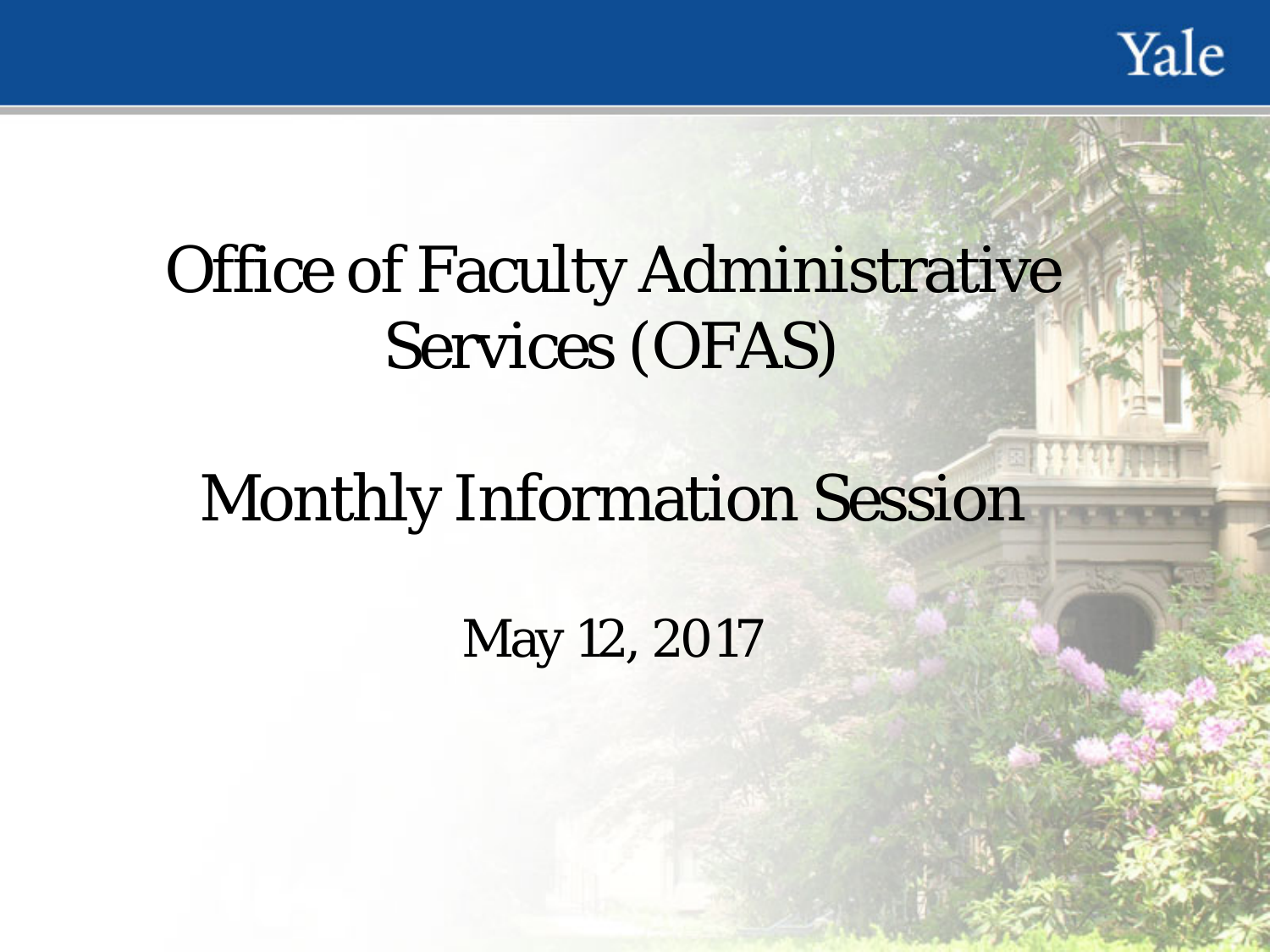# Office of Faculty Administrative Services (OFAS)

## Monthly Information Session

May 12, 2017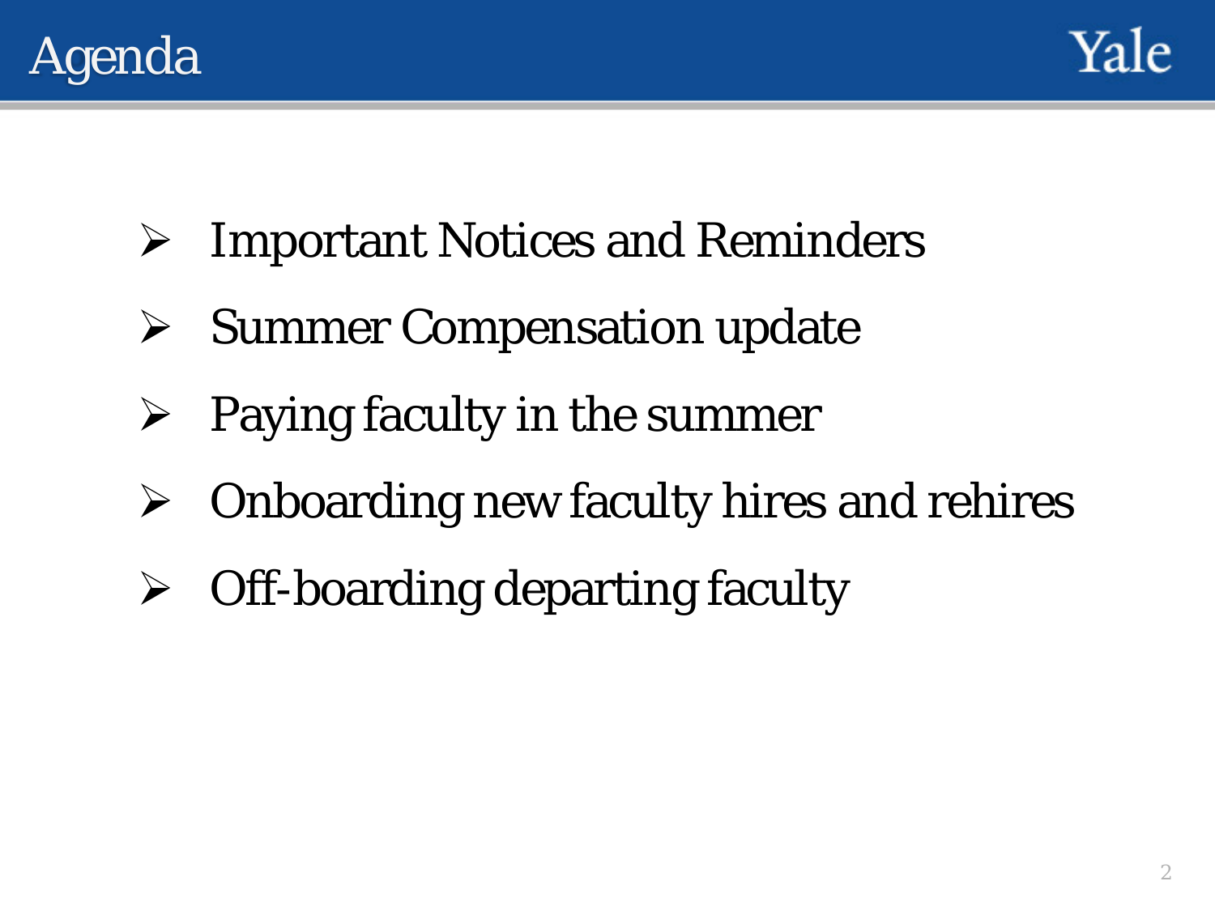# Agenda

- Important Notices and Reminders
- Summer Compensation update
- Paying faculty in the summer
- Onboarding new faculty hires and rehires
- Off-boarding departing faculty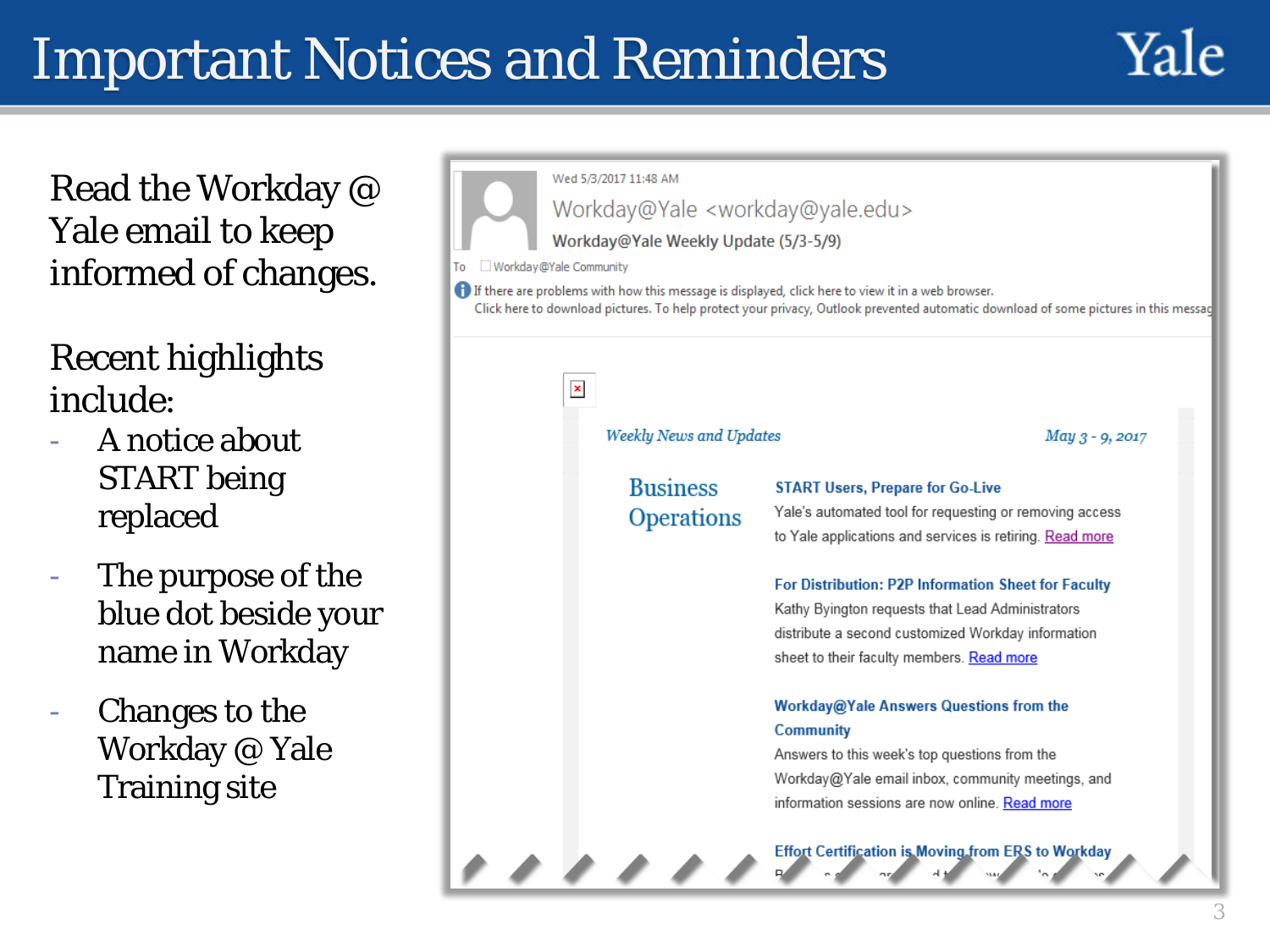# Important Notices and Reminders

Read the Workday @ Yale email to keep informed of changes.

Recent highlights include:

- A notice about START being replaced
- The purpose of the blue dot beside your name in Workday
- Changes to the Workday @ Yale Training site

Wed 5/3/2017 11:48 AM

Workday@Yale <workday@yale.edu>

Workday@Yale Weekly Update (5/3-5/9)

To Workday@Yale Community

If there are problems with how this message is displayed, click here to view it in a web browser.
Click here to download pictures. To help protect your privacy, Outlook prevented automatic download of some pictures in this messag

*Weekly News and Updates* *May 3 - 9, 2017*

Business Operations

**START Users, Prepare for Go-Live**
Yale's automated tool for requesting or removing access to Yale applications and services is retiring. Read more

**For Distribution: P2P Information Sheet for Faculty**
Kathy Byington requests that Lead Administrators distribute a second customized Workday information sheet to their faculty members. Read more

**Workday@Yale Answers Questions from the Community**
Answers to this week's top questions from the Workday@Yale email inbox, community meetings, and information sessions are now online. Read more

**Effort Certification is Moving from ERS to Workday**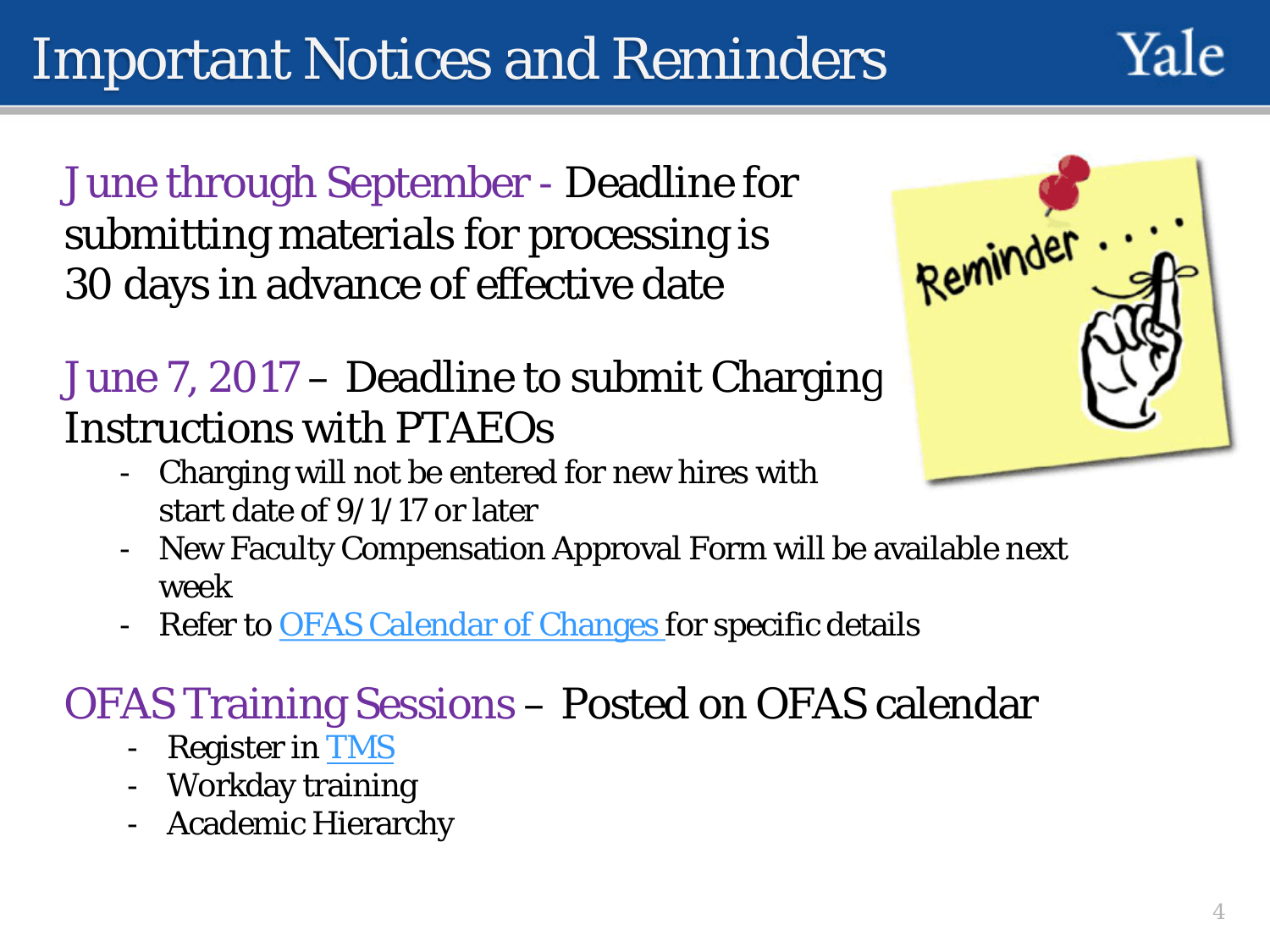# Important Notices and Reminders

June through September - Deadline for submitting materials for processing is 30 days in advance of effective date

June 7, 2017 – Deadline to submit Charging Instructions with PTAEOs

- Charging will not be entered for new hires with start date of 9/1/17 or later
- New Faculty Compensation Approval Form will be available next week
- Refer to OFAS Calendar of Changes for specific details

OFAS Training Sessions – Posted on OFAS calendar

- Register in TMS
- Workday training
- Academic Hierarchy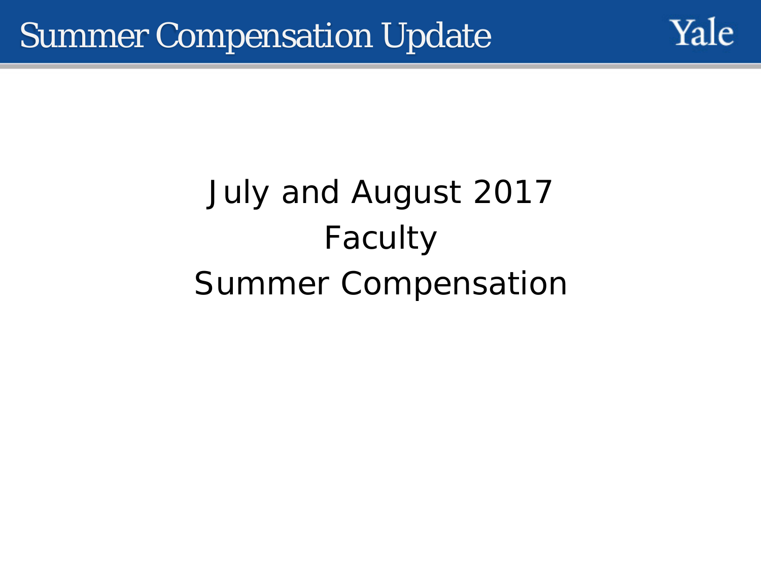# Summer Compensation Update

Yale

July and August 2017

Faculty

Summer Compensation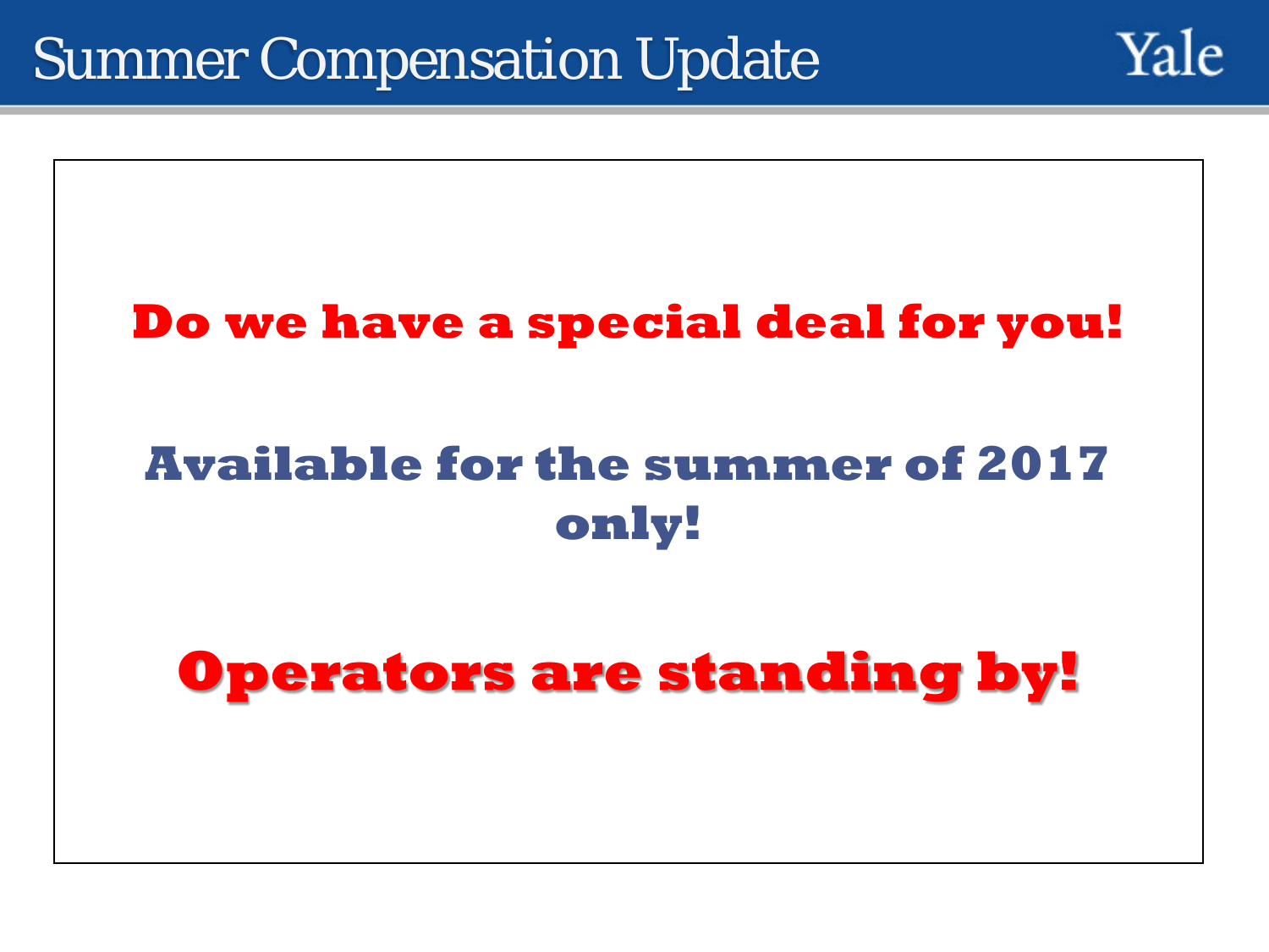# Summer Compensation Update

**Do we have a special deal for you!**

**Available for the summer of 2017 only!**

**Operators are standing by!**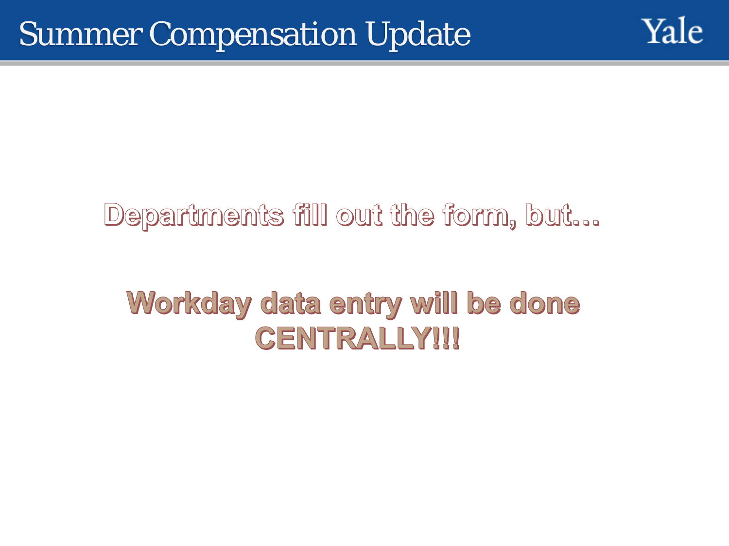# Summer Compensation Update

**Departments fill out the form, but…**

**Workday data entry will be done CENTRALLY!!!**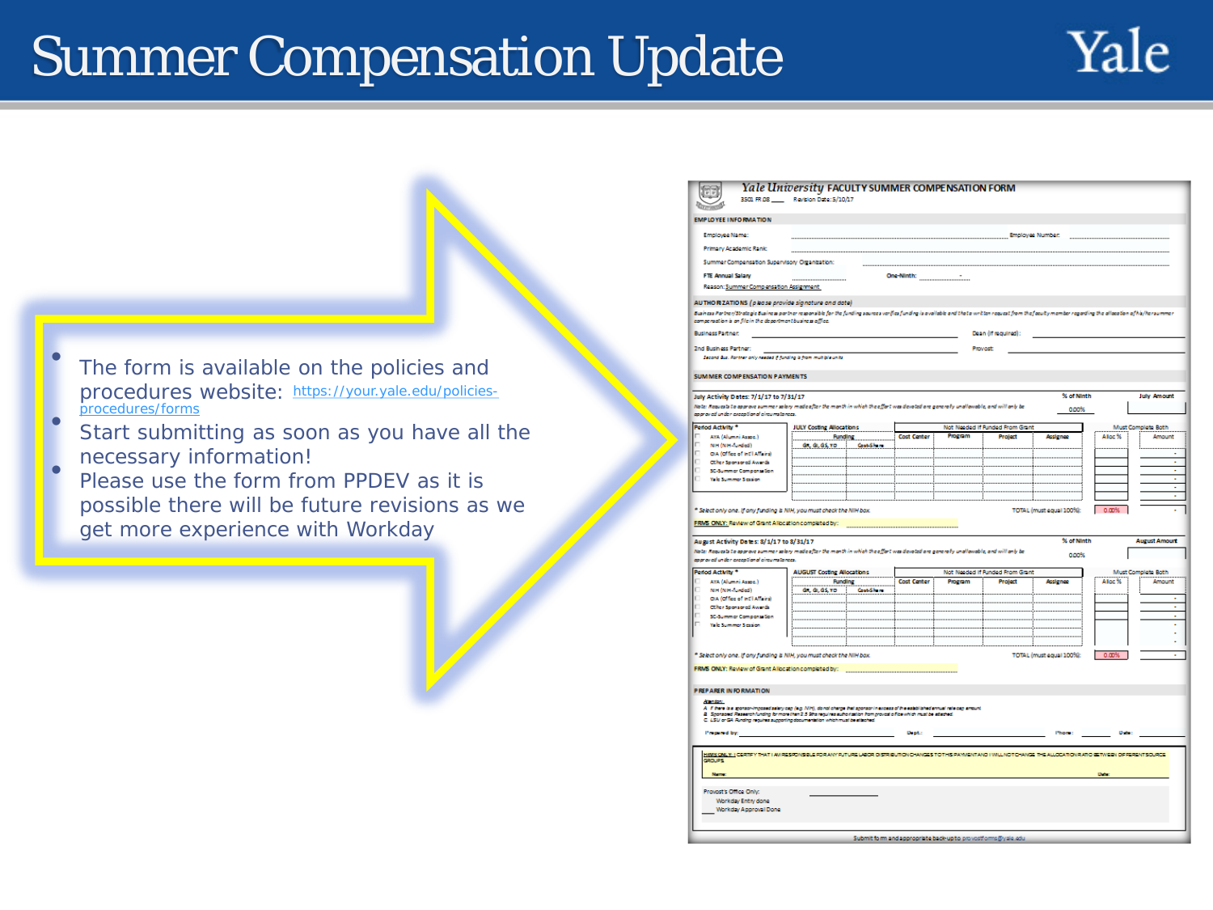# Summary Compensation Update

- The form is available on the policies and procedures website: https://your.yale.edu/policies-procedures/forms
- Start submitting as soon as you have all the necessary information!
- Please use the form from PPDEV as it is possible there will be future revisions as we get more experience with Workday

# Summer Compensation Update

- The form is available on the policies and procedures website: https://your.yale.edu/policies-procedures/forms
- Start submitting as soon as you have all the necessary information!
- Please use the form from PPDEV as it is possible there will be future revisions as we get more experience with Workday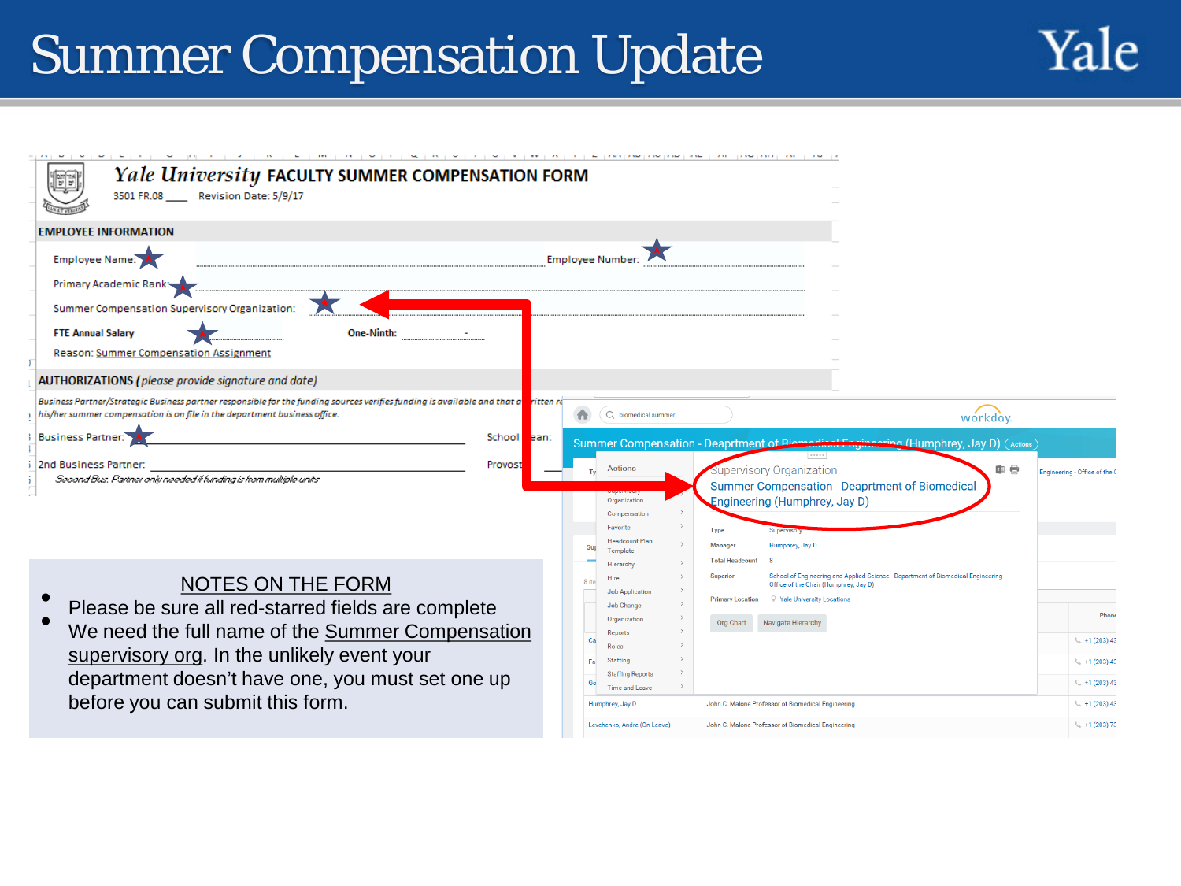# Summer Compensation Update

**Yale University FACULTY SUMMER COMPENSATION FORM**

3501 FR.08 ____ Revision Date: 5/9/17

**EMPLOYEE INFORMATION**

Employee Name: Employee Number:

Primary Academic Rank:

Summer Compensation Supervisory Organization:

**FTE Annual Salary** **One-Ninth:** -

Reason: Summer Compensation Assignment

**AUTHORIZATIONS** *(please provide signature and date)*

*Business Partner/Strategic Business partner responsible for the funding sources verifies funding is available and that a written re... his/her summer compensation is on file in the department business office.*

Business Partner: School Dean:

2nd Business Partner: Provost

*Second Bus. Partner only needed if funding is from multiple units*

Summer Compensation - Deaprtment of Biomedical Engineering (Humphrey, Jay D)

Supervisory Organization

Summer Compensation - Deaprtment of Biomedical Engineering (Humphrey, Jay D)

| | |
|---|---|
| Type | Supervisory |
| Manager | Humphrey, Jay D |
| Total Headcount | 8 |
| Superior | School of Engineering and Applied Science - Department of Biomedical Engineering - Office of the Chair (Humphrey, Jay D) |
| Primary Location | Yale University Locations |

## NOTES ON THE FORM

- Please be sure all red-starred fields are complete
- We need the full name of the Summer Compensation supervisory org. In the unlikely event your department doesn't have one, you must set one up before you can submit this form.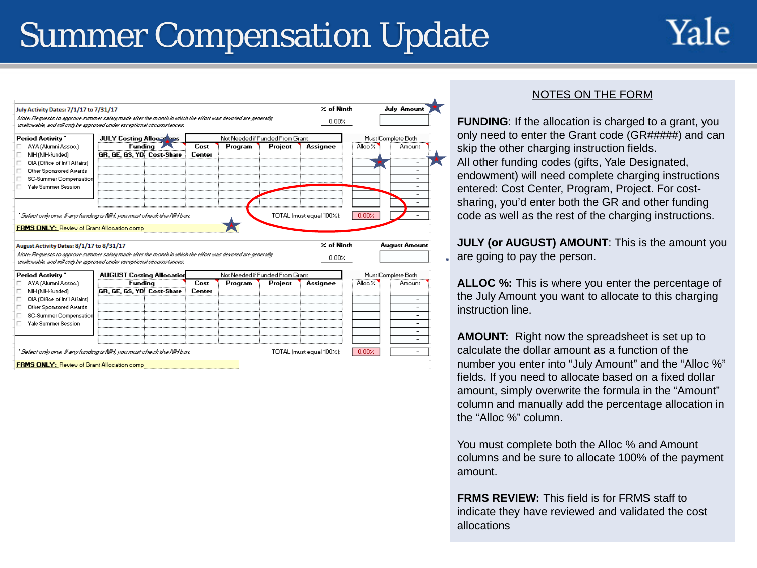# Summer Compensation Update

**July Activity Dates: 7/1/17 to 7/31/17**

*Note: Requests to approve summer salary made after the month in which the effort was devoted are generally unallowable, and will only be approved under exceptional circumstances.*

% of Ninth: 0.00%

July Amount:

| Period Activity * | JULY Costing Allocations | | Not Needed if Funded From Grant | | | | Must Complete Both | |
|---|---|---|---|---|---|---|---|---|
| | Funding | | Cost Center | Program | Project | Assignee | Alloc % | Amount |
| | GR, GE, GS, YD | Cost-Share | | | | | | |
| AYA (Alumni Assoc.) | | | | | | | | - |
| NIH (NIH-funded) | | | | | | | | - |
| OIA (Office of Int'l Affairs) | | | | | | | | - |
| Other Sponsored Awards | | | | | | | | - |
| SC-Summer Compensation | | | | | | | | - |
| Yale Summer Session | | | | | | | | - |
| | | | | | | TOTAL (must equal 100%): | 0.00% | - |

*Select only one. If any funding is NIH, you must check the NIH box.*

**FRMS ONLY:** Review of Grant Allocation comp

**August Activity Dates: 8/1/17 to 8/31/17**

*Note: Requests to approve summer salary made after the month in which the effort was devoted are generally unallowable, and will only be approved under exceptional circumstances.*

% of Ninth: 0.00%

August Amount:

| Period Activity * | AUGUST Costing Allocation | | Not Needed if Funded From Grant | | | | Must Complete Both | |
|---|---|---|---|---|---|---|---|---|
| | Funding | | Cost Center | Program | Project | Assignee | Alloc % | Amount |
| | GR, GE, GS, YD | Cost-Share | | | | | | |
| AYA (Alumni Assoc.) | | | | | | | | - |
| NIH (NIH-funded) | | | | | | | | - |
| OIA (Office of Int'l Affairs) | | | | | | | | - |
| Other Sponsored Awards | | | | | | | | - |
| SC-Summer Compensation | | | | | | | | - |
| Yale Summer Session | | | | | | | | - |
| | | | | | | TOTAL (must equal 100%): | 0.00% | - |

*Select only one. If any funding is NIH, you must check the NIH box.*

**FRMS ONLY:** Review of Grant Allocation comp

## NOTES ON THE FORM

**FUNDING**: If the allocation is charged to a grant, you only need to enter the Grant code (GR#####) and can skip the other charging instruction fields.
All other funding codes (gifts, Yale Designated, endowment) will need complete charging instructions entered: Cost Center, Program, Project. For cost-sharing, you'd enter both the GR and other funding code as well as the rest of the charging instructions.

**JULY (or AUGUST) AMOUNT**: This is the amount you are going to pay the person.

**ALLOC %:** This is where you enter the percentage of the July Amount you want to allocate to this charging instruction line.

**AMOUNT:** Right now the spreadsheet is set up to calculate the dollar amount as a function of the number you enter into "July Amount" and the "Alloc %" fields. If you need to allocate based on a fixed dollar amount, simply overwrite the formula in the "Amount" column and manually add the percentage allocation in the "Alloc %" column.

You must complete both the Alloc % and Amount columns and be sure to allocate 100% of the payment amount.

**FRMS REVIEW:** This field is for FRMS staff to indicate they have reviewed and validated the cost allocations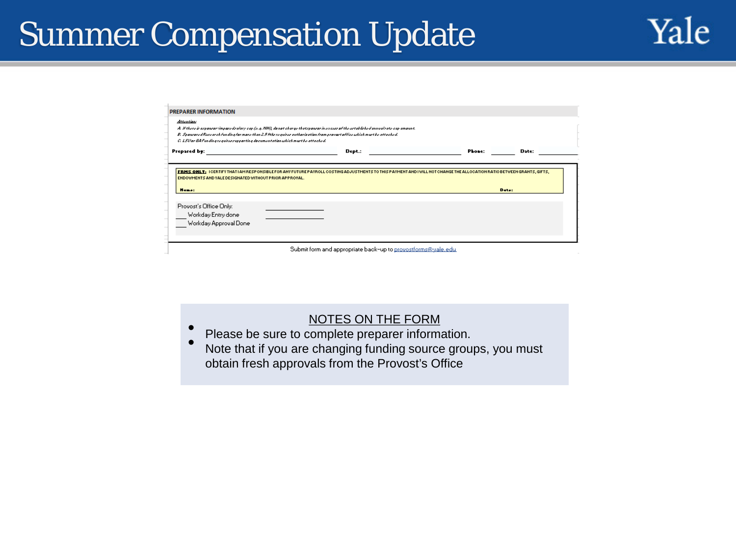# Summer Compensation Update

Yale

**PREPARER INFORMATION**

*Attention:*

*A. If there is a sponsor-imposed salary cap (e.g. NIH), do not charge that sponsor in excess of the established annual rate cap amount.*

*B. Sponsored Research funding for more than 2.5 9ths requires authorization from provost office which must be attached.*

*C. LSU or GA Funding requires supporting documentation which must be attached.*

**Prepared by:** ______ **Dept.:** ______ **Phone:** ______ **Date:** ______

**FRMS ONLY:** I CERTIFY THAT I AM RESPONSIBLE FOR ANY FUTURE PAYROLL COSTING ADJUSTMENTS TO THIS PAYMENT AND I WILL NOT CHANGE THE ALLOCATION RATIO BETWEEN GRANTS, GIFTS, ENDOWMENTS AND YALE DESIGNATED WITHOUT PRIOR APPROVAL.

**Name:** **Date:**

Provost's Office Only:

___ Workday Entry done ______

___ Workday Approval Done ______

Submit form and appropriate back-up to provostforms@yale.edu

NOTES ON THE FORM

- Please be sure to complete preparer information.
- Note that if you are changing funding source groups, you must obtain fresh approvals from the Provost's Office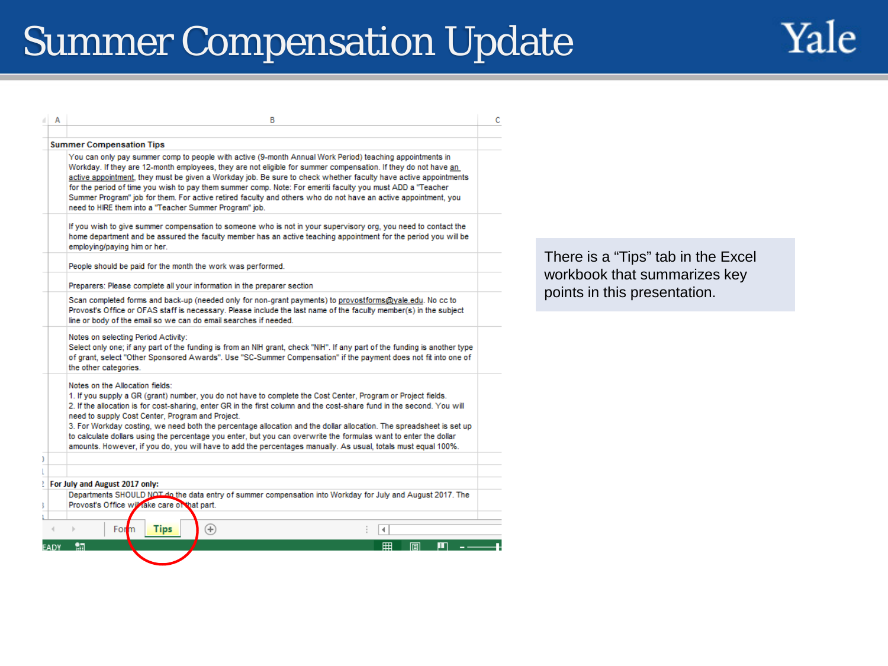# Summer Compensation Update

**Summer Compensation Tips**

You can only pay summer comp to people with active (9-month Annual Work Period) teaching appointments in Workday. If they are 12-month employees, they are not eligible for summer compensation. If they do not have an active appointment, they must be given a Workday job. Be sure to check whether faculty have active appointments for the period of time you wish to pay them summer comp. Note: For emeriti faculty you must ADD a "Teacher Summer Program" job for them. For active retired faculty and others who do not have an active appointment, you need to HIRE them into a "Teacher Summer Program" job.

If you wish to give summer compensation to someone who is not in your supervisory org, you need to contact the home department and be assured the faculty member has an active teaching appointment for the period you will be employing/paying him or her.

People should be paid for the month the work was performed.

Preparers: Please complete all your information in the preparer section

Scan completed forms and back-up (needed only for non-grant payments) to provostforms@yale.edu. No cc to Provost's Office or OFAS staff is necessary. Please include the last name of the faculty member(s) in the subject line or body of the email so we can do email searches if needed.

Notes on selecting Period Activity:
Select only one; if any part of the funding is from an NIH grant, check "NIH". If any part of the funding is another type of grant, select "Other Sponsored Awards". Use "SC-Summer Compensation" if the payment does not fit into one of the other categories.

Notes on the Allocation fields:
1. If you supply a GR (grant) number, you do not have to complete the Cost Center, Program or Project fields.
2. If the allocation is for cost-sharing, enter GR in the first column and the cost-share fund in the second. You will need to supply Cost Center, Program and Project.
3. For Workday costing, we need both the percentage allocation and the dollar allocation. The spreadsheet is set up to calculate dollars using the percentage you enter, but you can overwrite the formulas want to enter the dollar amounts. However, if you do, you will have to add the percentages manually. As usual, totals must equal 100%.

**For July and August 2017 only:**
Departments SHOULD NOT do the data entry of summer compensation into Workday for July and August 2017. The Provost's Office will take care of that part.

Form | Tips

There is a "Tips" tab in the Excel workbook that summarizes key points in this presentation.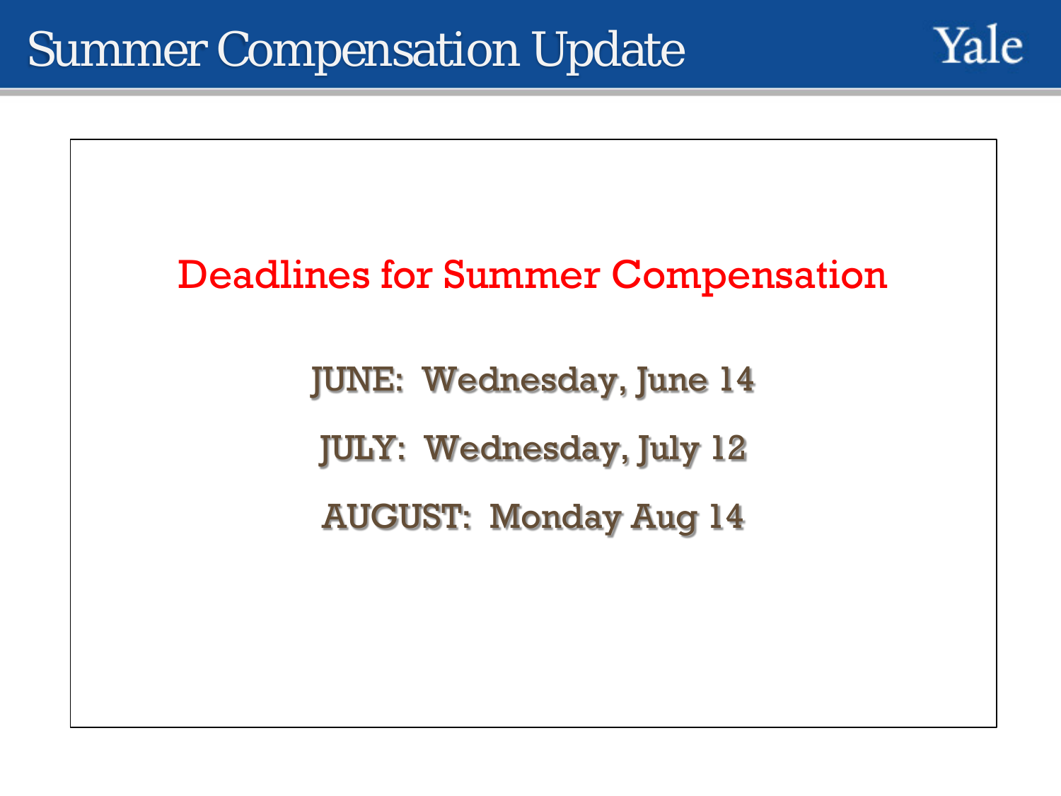# Summer Compensation Update

## Deadlines for Summer Compensation

JUNE: Wednesday, June 14

JULY: Wednesday, July 12

AUGUST: Monday Aug 14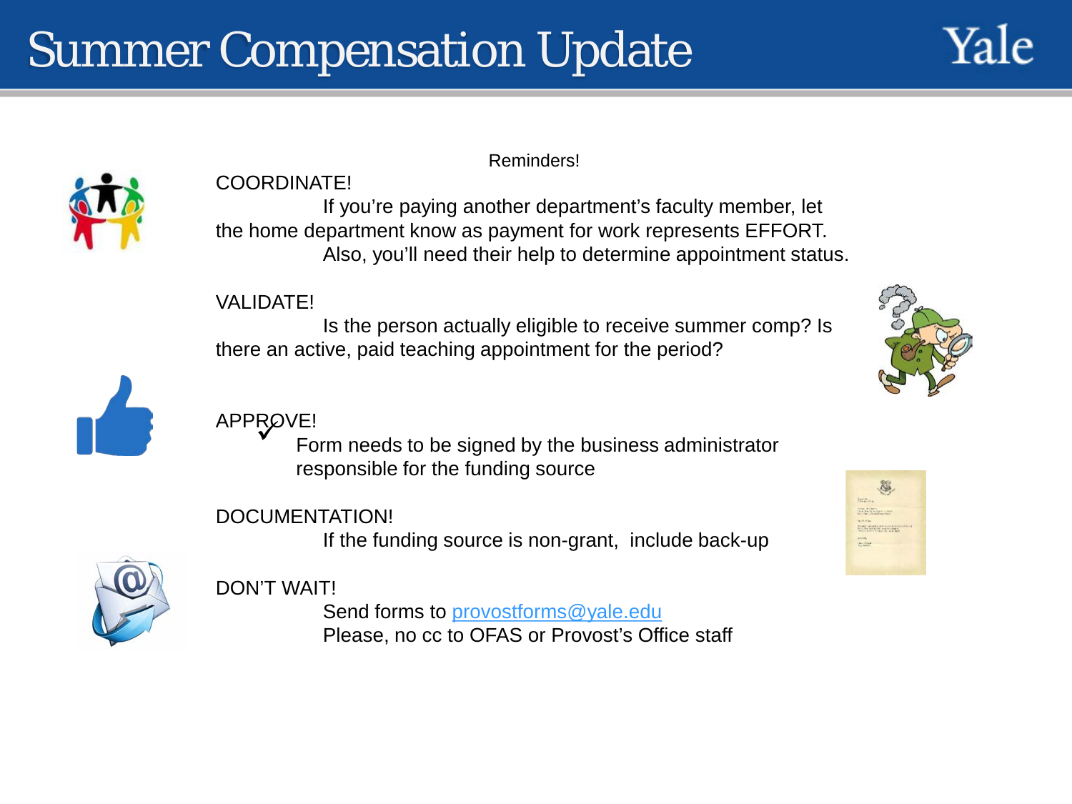# Summer Compensation Update

Reminders!

**COORDINATE!**

If you're paying another department's faculty member, let the home department know as payment for work represents EFFORT.

Also, you'll need their help to determine appointment status.

**VALIDATE!**

Is the person actually eligible to receive summer comp? Is there an active, paid teaching appointment for the period?

**APPROVE!**

✓ Form needs to be signed by the business administrator responsible for the funding source

**DOCUMENTATION!**

If the funding source is non-grant, include back-up

**DON'T WAIT!**

Send forms to provostforms@yale.edu

Please, no cc to OFAS or Provost's Office staff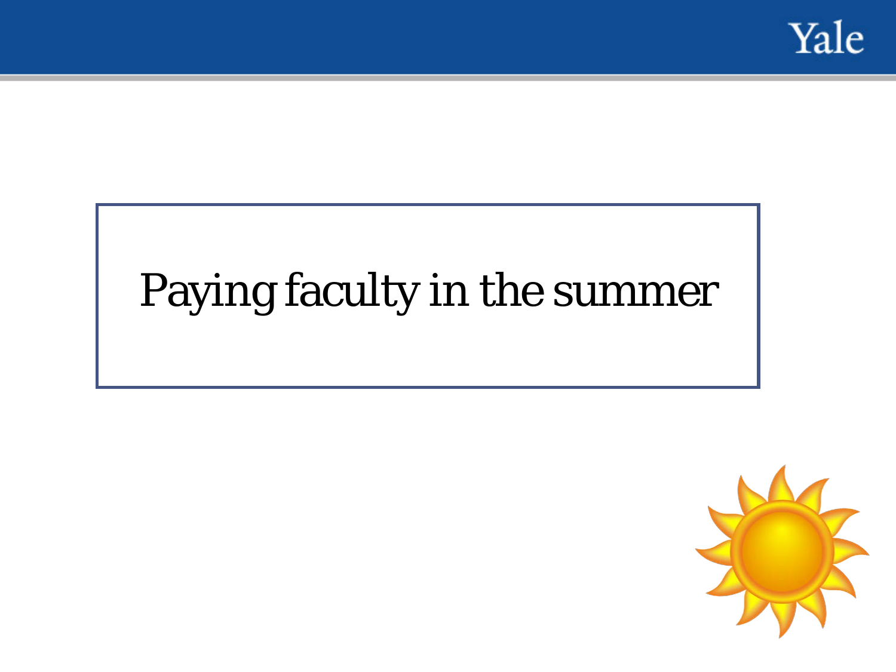# Paying faculty in the summer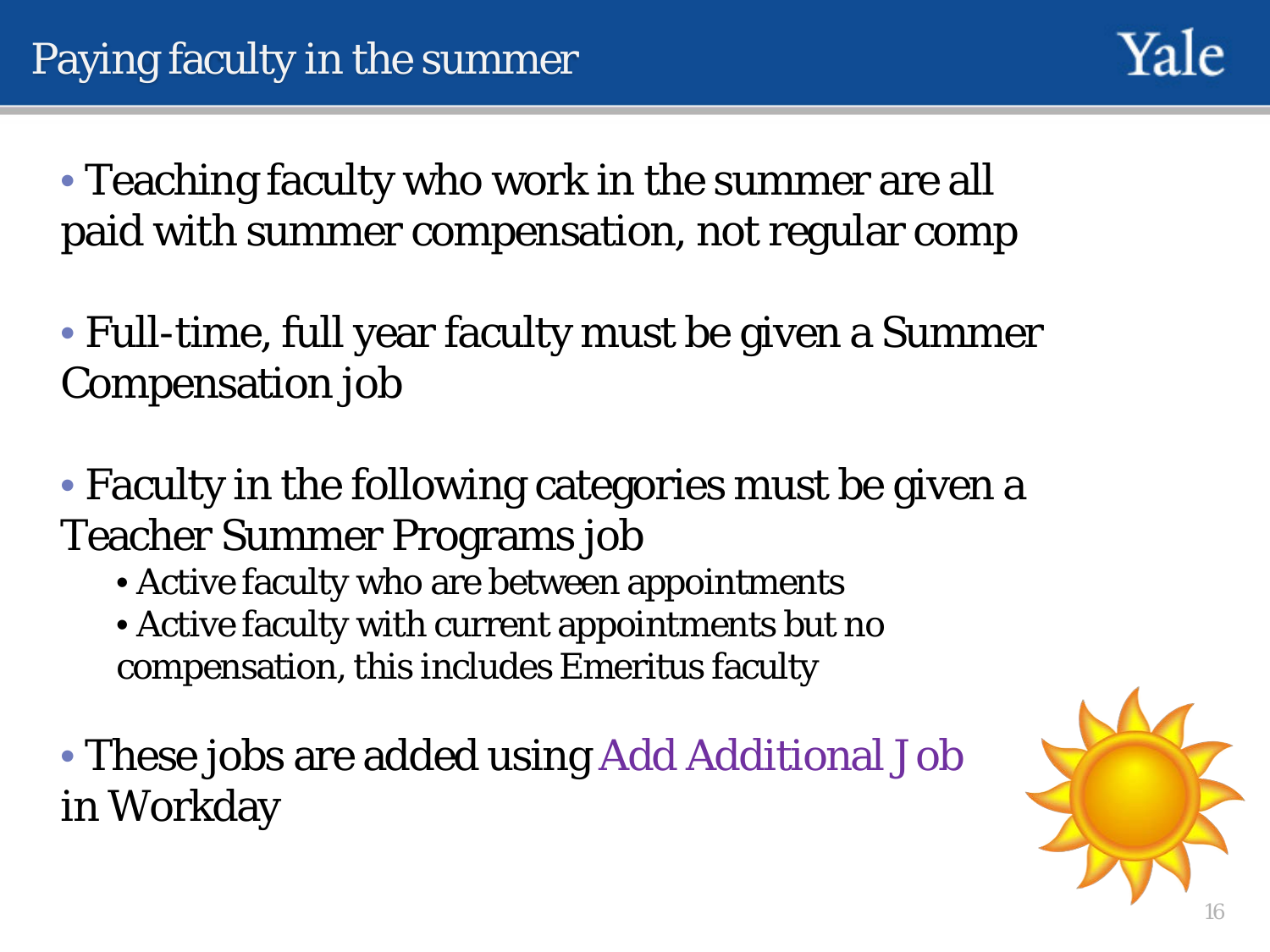# Paying faculty in the summer

- Teaching faculty who work in the summer are all paid with summer compensation, not regular comp

- Full-time, full year faculty must be given a Summer Compensation job

- Faculty in the following categories must be given a Teacher Summer Programs job
  - Active faculty who are between appointments
  - Active faculty with current appointments but no compensation, this includes Emeritus faculty

- These jobs are added using Add Additional Job in Workday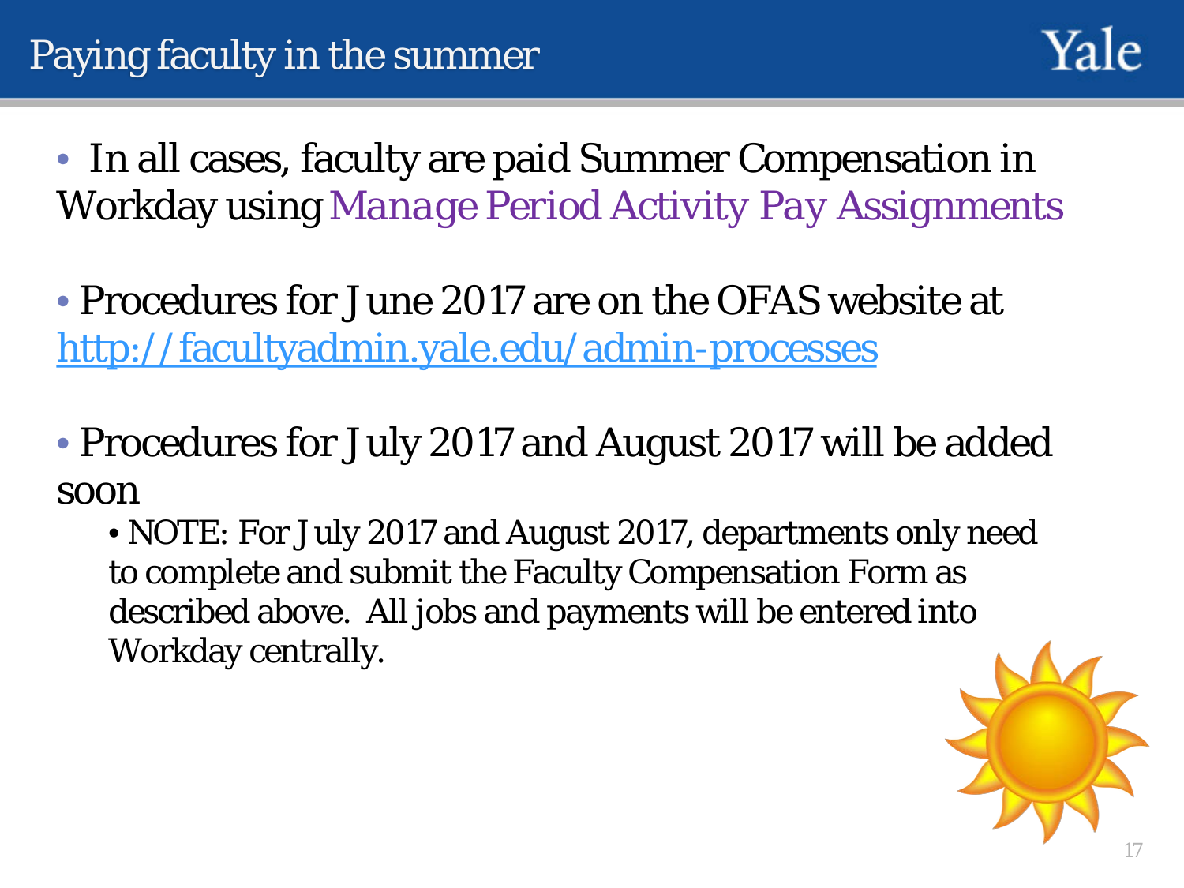# Paying faculty in the summer

- In all cases, faculty are paid Summer Compensation in Workday using Manage Period Activity Pay Assignments

- Procedures for June 2017 are on the OFAS website at http://facultyadmin.yale.edu/admin-processes

- Procedures for July 2017 and August 2017 will be added soon
  - NOTE: For July 2017 and August 2017, departments only need to complete and submit the Faculty Compensation Form as described above. All jobs and payments will be entered into Workday centrally.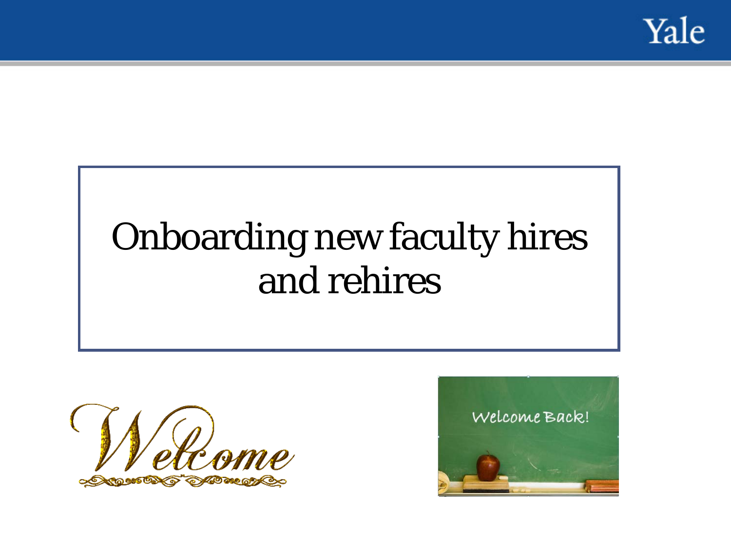# Onboarding new faculty hires and rehires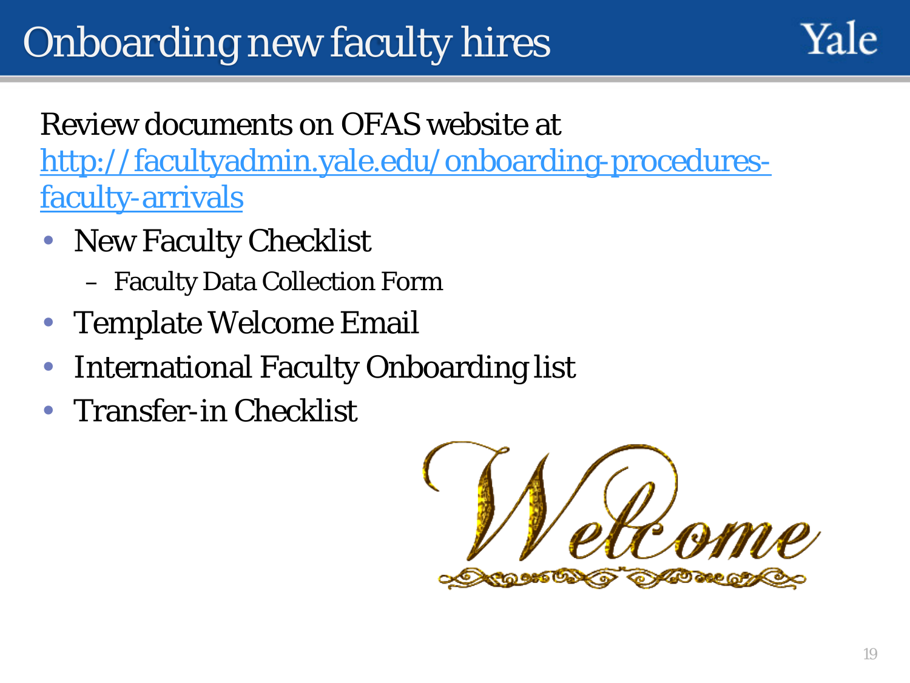# Onboarding new faculty hires

Review documents on OFAS website at [http://facultyadmin.yale.edu/onboarding-procedures-faculty-arrivals](http://facultyadmin.yale.edu/onboarding-procedures-faculty-arrivals)

- New Faculty Checklist
  - Faculty Data Collection Form
- Template Welcome Email
- International Faculty Onboarding list
- Transfer-in Checklist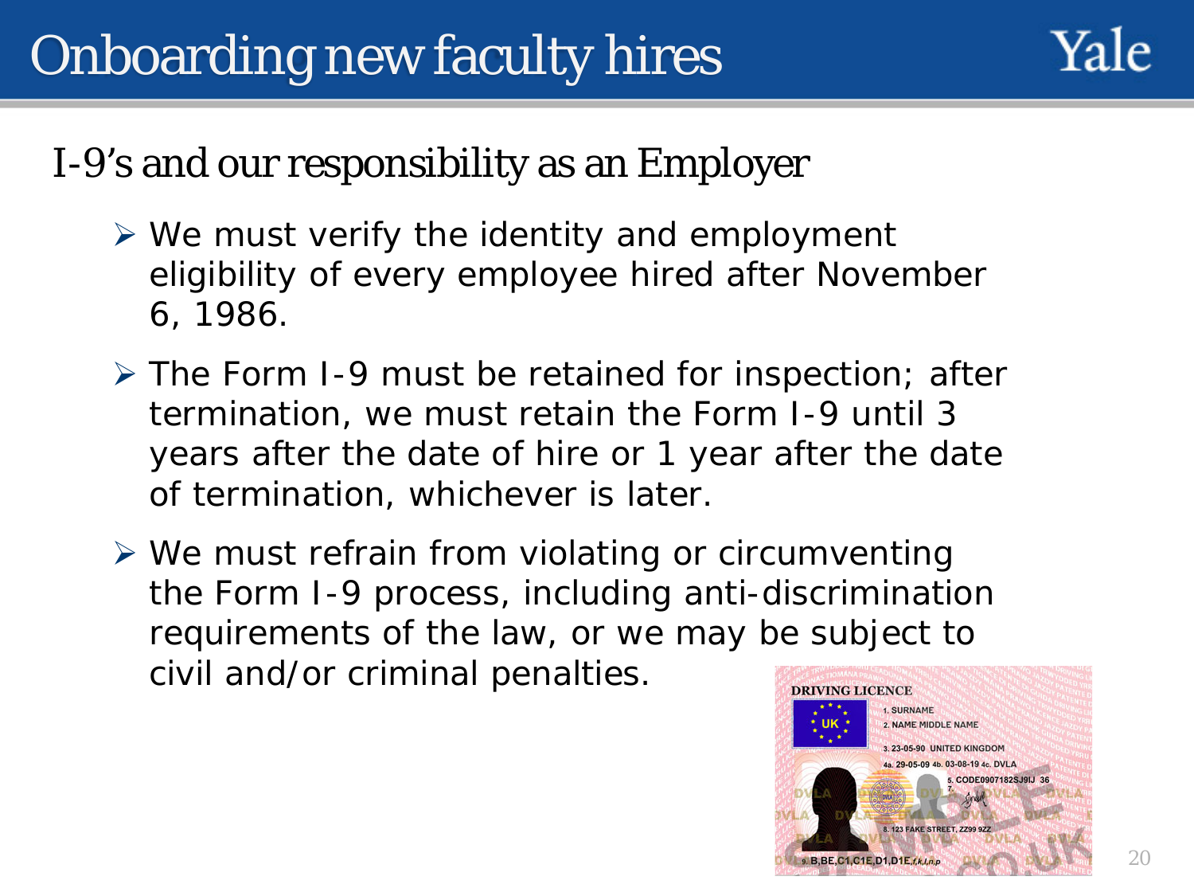# Onboarding new faculty hires

## I-9's and our responsibility as an Employer

- We must verify the identity and employment eligibility of every employee hired after November 6, 1986.
- The Form I-9 must be retained for inspection; after termination, we must retain the Form I-9 until 3 years after the date of hire or 1 year after the date of termination, whichever is later.
- We must refrain from violating or circumventing the Form I-9 process, including anti-discrimination requirements of the law, or we may be subject to civil and/or criminal penalties.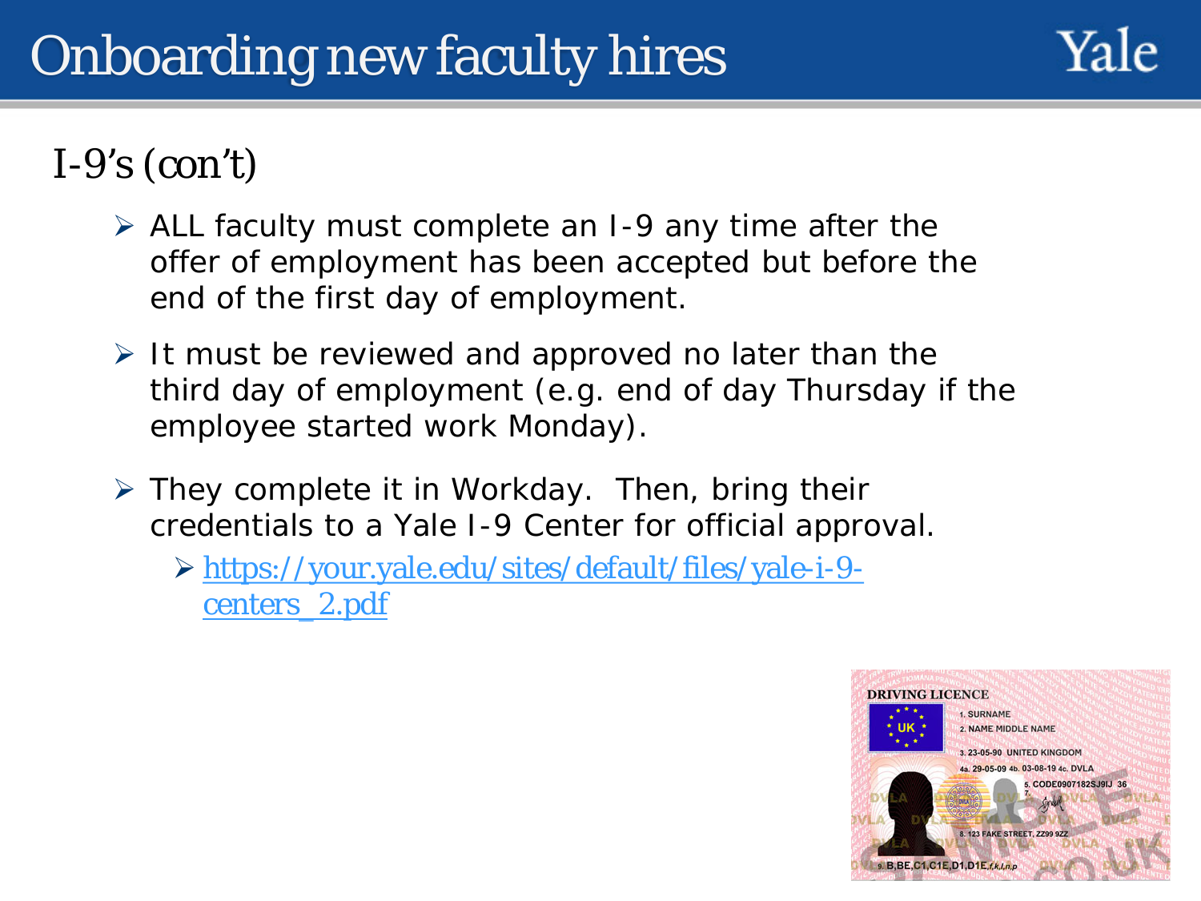# Onboarding new faculty hires

## I-9's (con't)

- ALL faculty must complete an I-9 any time after the offer of employment has been accepted but before the end of the first day of employment.
- It must be reviewed and approved no later than the third day of employment (e.g. end of day Thursday if the employee started work Monday).
- They complete it in Workday. Then, bring their credentials to a Yale I-9 Center for official approval.
  - https://your.yale.edu/sites/default/files/yale-i-9-centers_2.pdf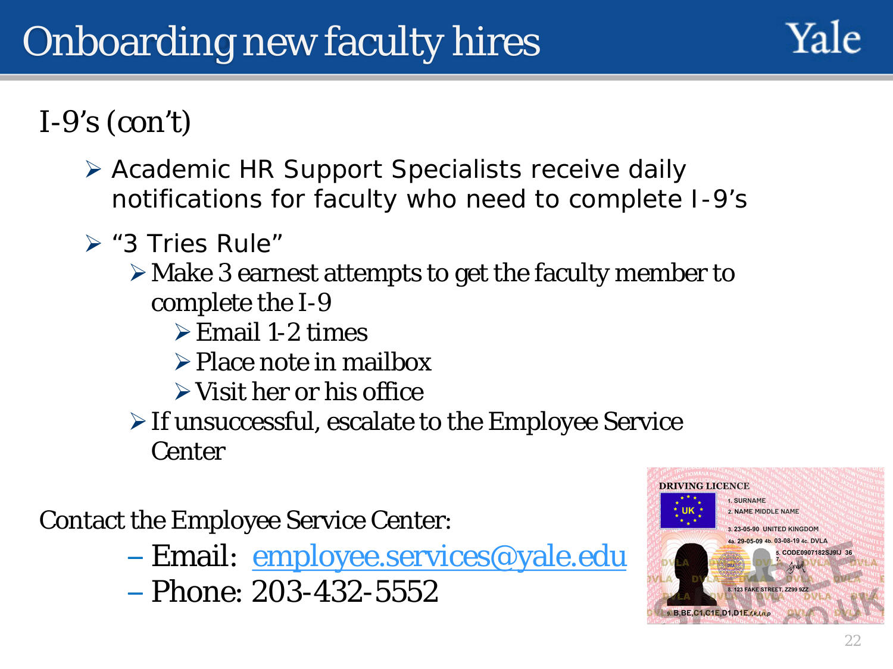# Onboarding new faculty hires

## I-9's (con't)

- Academic HR Support Specialists receive daily notifications for faculty who need to complete I-9's
- "3 Tries Rule"
  - Make 3 earnest attempts to get the faculty member to complete the I-9
    - Email 1-2 times
    - Place note in mailbox
    - Visit her or his office
  - If unsuccessful, escalate to the Employee Service Center

Contact the Employee Service Center:

- Email: employee.services@yale.edu
- Phone: 203-432-5552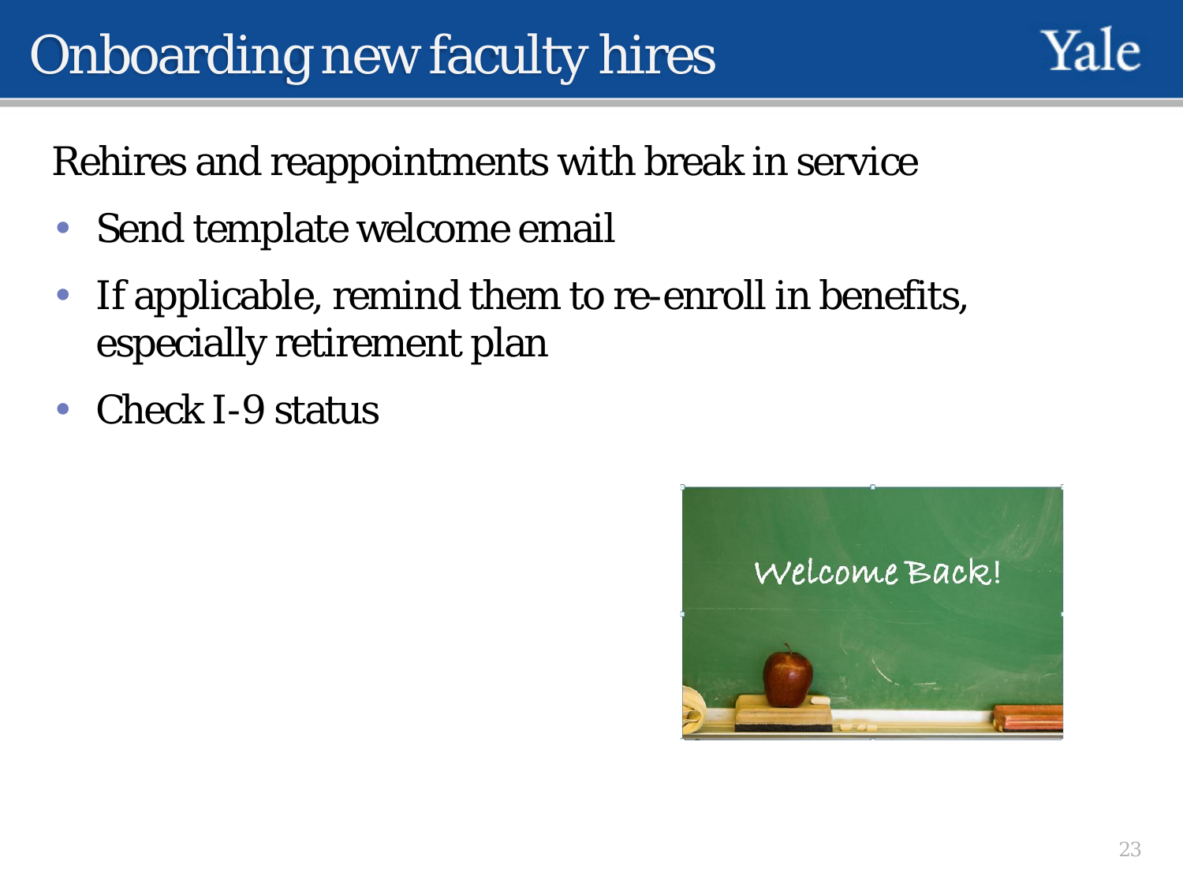# Onboarding new faculty hires

Rehires and reappointments with break in service

- Send template welcome email
- If applicable, remind them to re-enroll in benefits, especially retirement plan
- Check I-9 status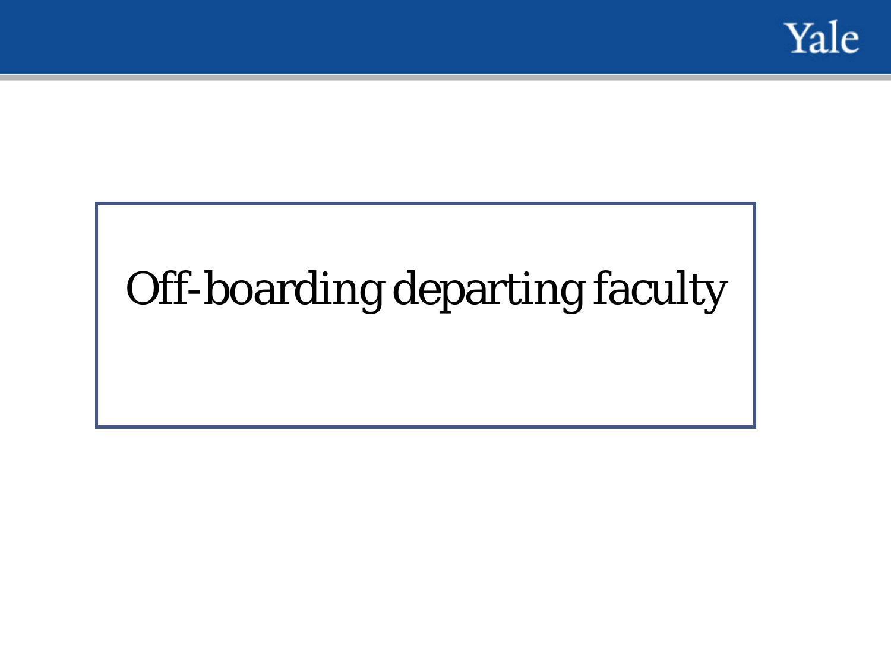# Off-boarding departing faculty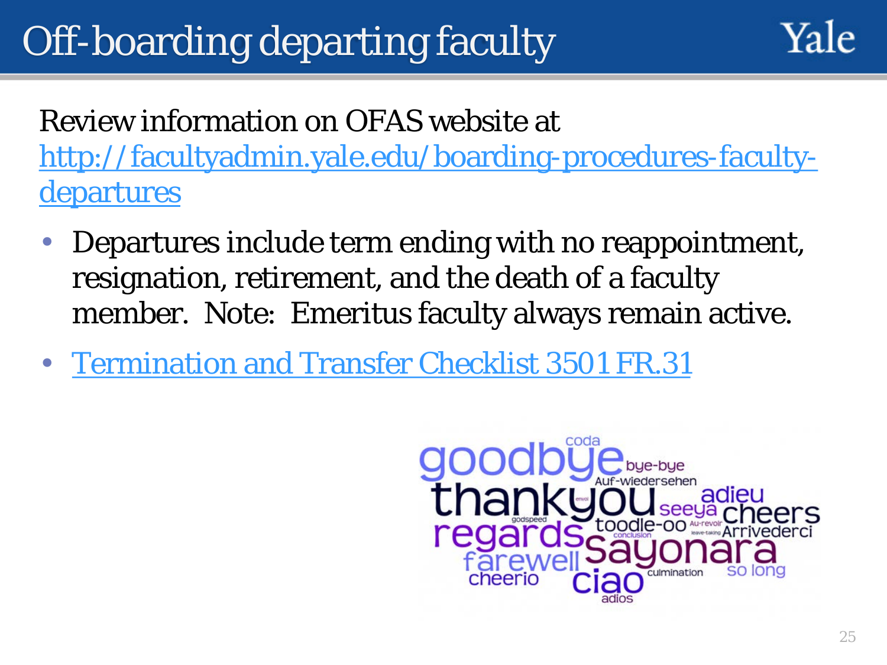# Off-boarding departing faculty

Review information on OFAS website at [http://facultyadmin.yale.edu/boarding-procedures-faculty-departures](http://facultyadmin.yale.edu/boarding-procedures-faculty-departures)

- Departures include term ending with no reappointment, resignation, retirement, and the death of a faculty member. Note: Emeritus faculty always remain active.
- [Termination and Transfer Checklist 3501 FR.31]()

goodbye coda bye-bye Auf-wiedersehen thankyou adieu seeya cheers regards toodle-oo Au-revoir Arrivederci sayonara farewell cheerio ciao culmination so long adios godspeed conclusion leave-taking envoi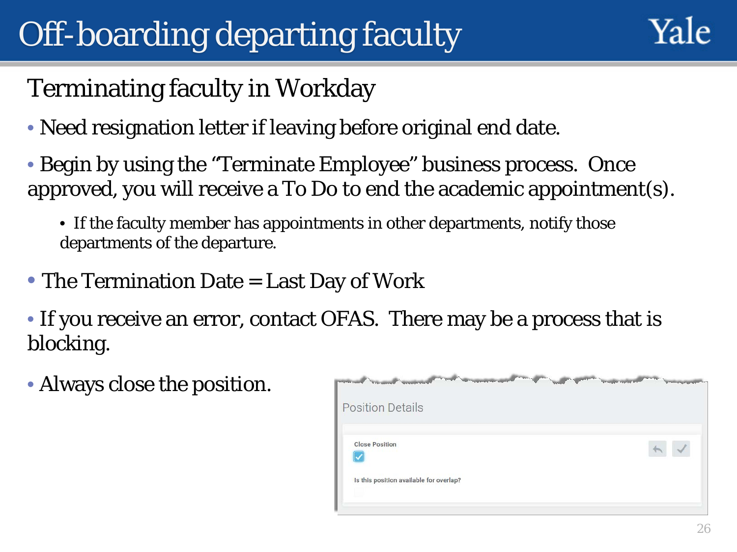# Off-boarding departing faculty

## Terminating faculty in Workday

- Need resignation letter if leaving before original end date.
- Begin by using the "Terminate Employee" business process. Once approved, you will receive a To Do to end the academic appointment(s).
  - If the faculty member has appointments in other departments, notify those departments of the departure.
- The Termination Date = Last Day of Work
- If you receive an error, contact OFAS. There may be a process that is blocking.
- Always close the position.

Position Details

Close Position

Is this position available for overlap?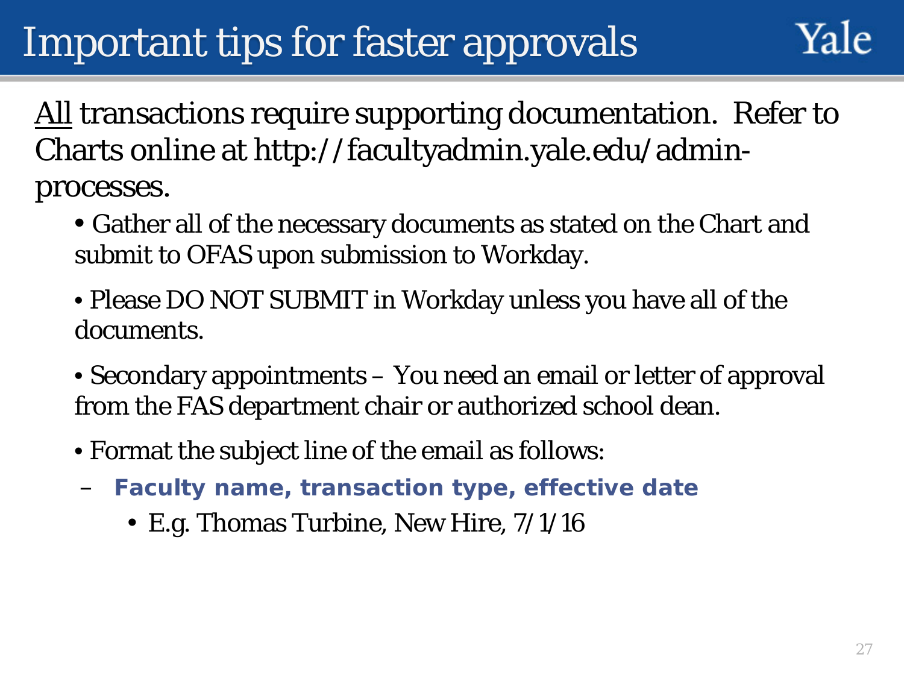# Important tips for faster approvals

<u>All</u> transactions require supporting documentation. Refer to Charts online at http://facultyadmin.yale.edu/admin-processes.

- Gather all of the necessary documents as stated on the Chart and submit to OFAS upon submission to Workday.
- Please DO NOT SUBMIT in Workday unless you have all of the documents.
- Secondary appointments – You need an email or letter of approval from the FAS department chair or authorized school dean.
- Format the subject line of the email as follows:
  - **Faculty name, transaction type, effective date**
    - E.g. Thomas Turbine, New Hire, 7/1/16